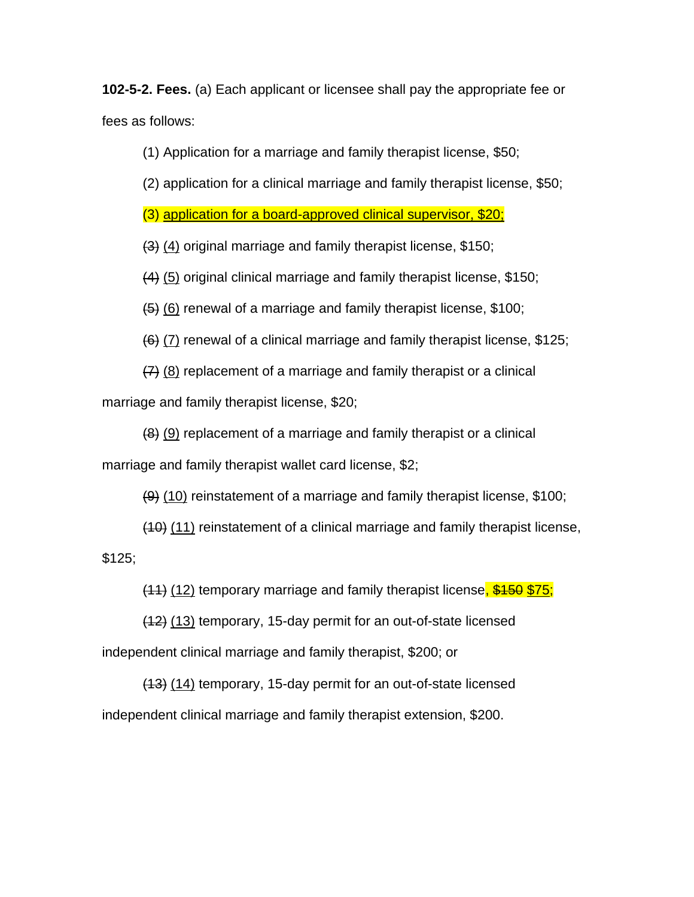**102-5-2. Fees.** (a) Each applicant or licensee shall pay the appropriate fee or fees as follows:

(1) Application for a marriage and family therapist license, $50;

(2) application for a clinical marriage and family therapist license, $50;

<u>(3) application for a board-approved clinical supervisor, $20;</u>

~~(3)~~ <u>(4)</u> original marriage and family therapist license, $150;

~~(4)~~ <u>(5)</u> original clinical marriage and family therapist license, $150;

~~(5)~~ <u>(6)</u> renewal of a marriage and family therapist license, $100;

~~(6)~~ <u>(7)</u> renewal of a clinical marriage and family therapist license, $125;

~~(7)~~ <u>(8)</u> replacement of a marriage and family therapist or a clinical marriage and family therapist license, $20;

~~(8)~~ <u>(9)</u> replacement of a marriage and family therapist or a clinical marriage and family therapist wallet card license, $2;

~~(9)~~ <u>(10)</u> reinstatement of a marriage and family therapist license, $100;

~~(10)~~ <u>(11)</u> reinstatement of a clinical marriage and family therapist license, $125;

~~(11)~~ <u>(12)</u> temporary marriage and family therapist license, ~~$150~~ <u>$75;</u>

~~(12)~~ <u>(13)</u> temporary, 15-day permit for an out-of-state licensed independent clinical marriage and family therapist, $200; or

~~(13)~~ <u>(14)</u> temporary, 15-day permit for an out-of-state licensed independent clinical marriage and family therapist extension, $200.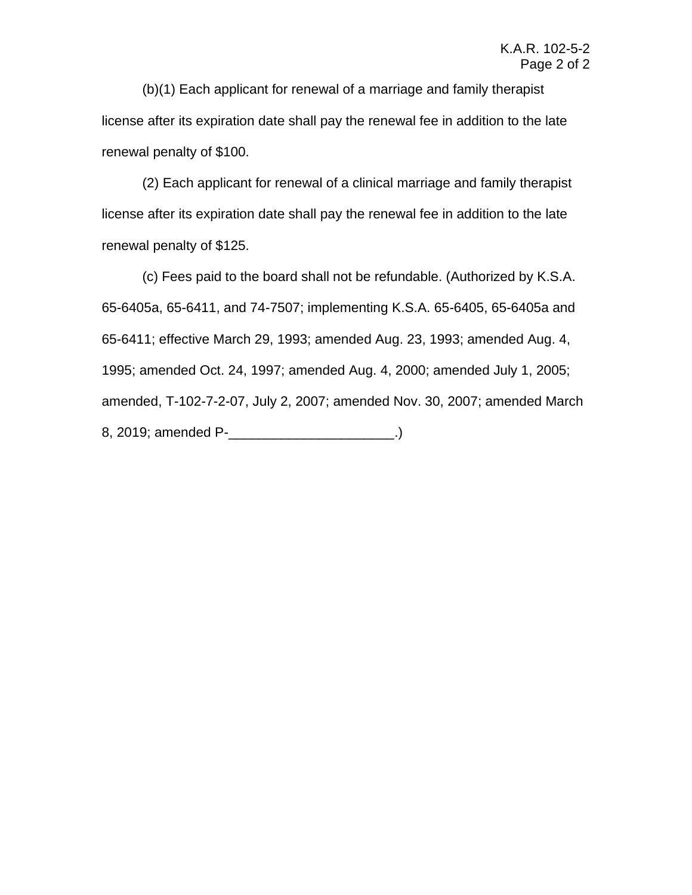(b)(1) Each applicant for renewal of a marriage and family therapist license after its expiration date shall pay the renewal fee in addition to the late renewal penalty of $100.

(2) Each applicant for renewal of a clinical marriage and family therapist license after its expiration date shall pay the renewal fee in addition to the late renewal penalty of $125.

(c) Fees paid to the board shall not be refundable. (Authorized by K.S.A. 65-6405a, 65-6411, and 74-7507; implementing K.S.A. 65-6405, 65-6405a and 65-6411; effective March 29, 1993; amended Aug. 23, 1993; amended Aug. 4, 1995; amended Oct. 24, 1997; amended Aug. 4, 2000; amended July 1, 2005; amended, T-102-7-2-07, July 2, 2007; amended Nov. 30, 2007; amended March 8, 2019; amended P-______________________.)